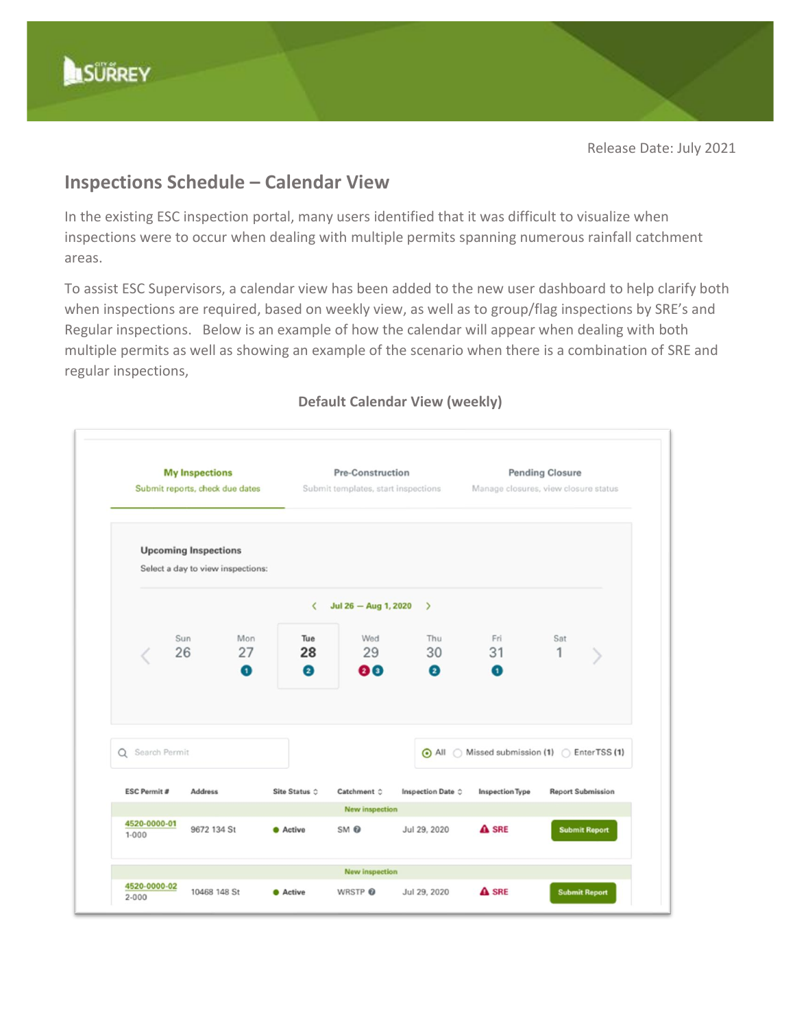Release Date: July 2021

## Inspections Schedule – Calendar View

In the existing ESC inspection portal, many users identified that it was difficult to visualize when inspections were to occur when dealing with multiple permits spanning numerous rainfall catchment areas.

To assist ESC Supervisors, a calendar view has been added to the new user dashboard to help clarify both when inspections are required, based on weekly view, as well as to group/flag inspections by SRE's and Regular inspections. Below is an example of how the calendar will appear when dealing with both multiple permits as well as showing an example of the scenario when there is a combination of SRE and regular inspections,

**Default Calendar View (weekly)**

**My Inspections** — Submit reports, check due dates | **Pre-Construction** — Submit templates, start inspections | **Pending Closure** — Manage closures, view closure status

**Upcoming Inspections**

Select a day to view inspections:

‹ Jul 26 — Aug 1, 2020 ›

| Sun | Mon | Tue | Wed | Thu | Fri | Sat |
|---|---|---|---|---|---|---|
| 26 | 27 | 28 | 29 | 30 | 31 | 1 |
| | 1 | 2 | 2 3 | 2 | 1 | |

Search Permit

All | Missed submission (1) | EnterTSS (1)

| ESC Permit # | Address | Site Status | Catchment | Inspection Date | Inspection Type | Report Submission |
|---|---|---|---|---|---|---|
| | | | New inspection | | | |
| 4520-0000-01 1-000 | 9672 134 St | Active | SM | Jul 29, 2020 | SRE | Submit Report |
| | | | New inspection | | | |
| 4520-0000-02 2-000 | 10468 148 St | Active | WRSTP | Jul 29, 2020 | SRE | Submit Report |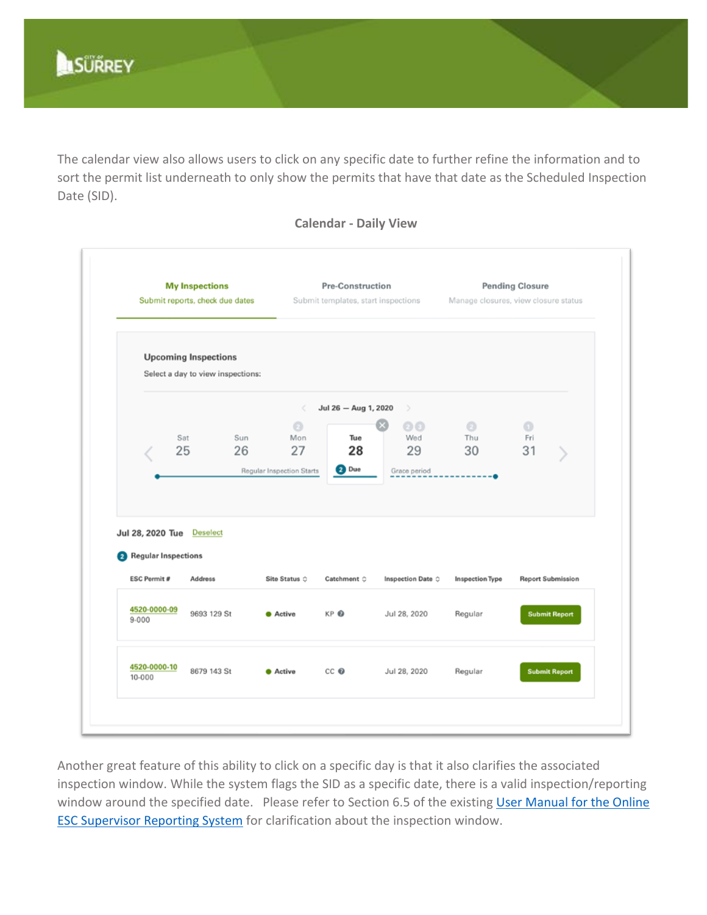The calendar view also allows users to click on any specific date to further refine the information and to sort the permit list underneath to only show the permits that have that date as the Scheduled Inspection Date (SID).

**Calendar - Daily View**

My Inspections
Submit reports, check due dates

Pre-Construction
Submit templates, start inspections

Pending Closure
Manage closures, view closure status

**Upcoming Inspections**
Select a day to view inspections:

Jul 26 — Aug 1, 2020

Sat 25
Sun 26
Mon 27
Tue 28
Wed 29
Thu 30
Fri 31

Regular Inspection Starts
2 Due
Grace period

Jul 28, 2020 Tue Deselect

2 Regular Inspections

| ESC Permit # | Address | Site Status | Catchment | Inspection Date | Inspection Type | Report Submission |
|---|---|---|---|---|---|---|
| 4520-0000-09 9-000 | 9693 129 St | Active | KP | Jul 28, 2020 | Regular | Submit Report |
| 4520-0000-10 10-000 | 8679 143 St | Active | CC | Jul 28, 2020 | Regular | Submit Report |

Another great feature of this ability to click on a specific day is that it also clarifies the associated inspection window. While the system flags the SID as a specific date, there is a valid inspection/reporting window around the specified date. Please refer to Section 6.5 of the existing User Manual for the Online ESC Supervisor Reporting System for clarification about the inspection window.